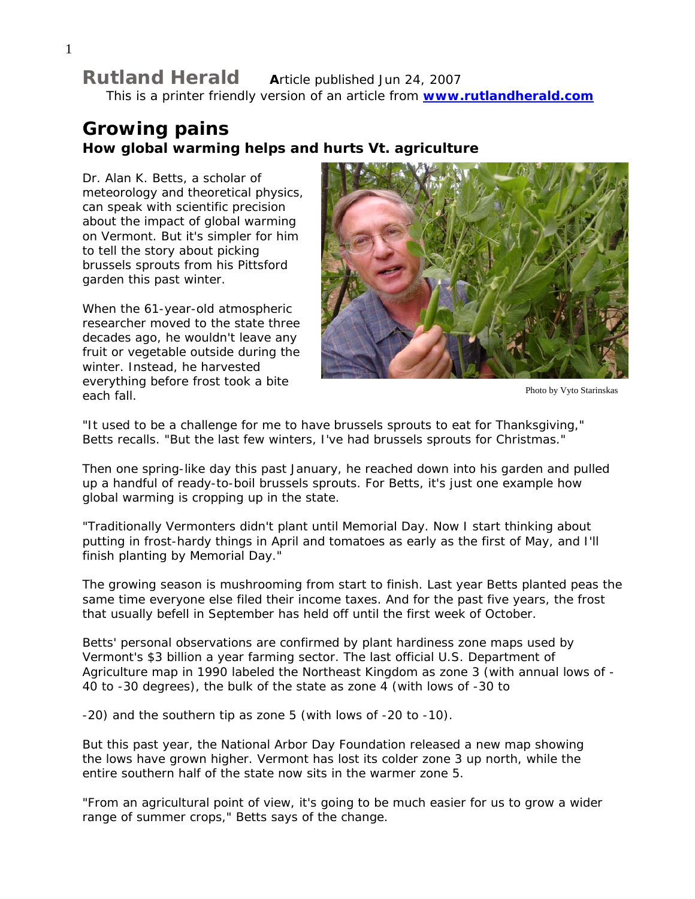**Rutland Herald** **A**rticle published Jun 24, 2007

This is a printer friendly version of an article from **[www.rutlandherald.com](http://www.rutlandherald.com)**

# Growing pains

### How global warming helps and hurts Vt. agriculture

Dr. Alan K. Betts, a scholar of meteorology and theoretical physics, can speak with scientific precision about the impact of global warming on Vermont. But it's simpler for him to tell the story about picking brussels sprouts from his Pittsford garden this past winter.

When the 61-year-old atmospheric researcher moved to the state three decades ago, he wouldn't leave any fruit or vegetable outside during the winter. Instead, he harvested everything before frost took a bite each fall.

Photo by Vyto Starinskas

"It used to be a challenge for me to have brussels sprouts to eat for Thanksgiving," Betts recalls. "But the last few winters, I've had brussels sprouts for Christmas."

Then one spring-like day this past January, he reached down into his garden and pulled up a handful of ready-to-boil brussels sprouts. For Betts, it's just one example how global warming is cropping up in the state.

"Traditionally Vermonters didn't plant until Memorial Day. Now I start thinking about putting in frost-hardy things in April and tomatoes as early as the first of May, and I'll finish planting by Memorial Day."

The growing season is mushrooming from start to finish. Last year Betts planted peas the same time everyone else filed their income taxes. And for the past five years, the frost that usually befell in September has held off until the first week of October.

Betts' personal observations are confirmed by plant hardiness zone maps used by Vermont's $3 billion a year farming sector. The last official U.S. Department of Agriculture map in 1990 labeled the Northeast Kingdom as zone 3 (with annual lows of -40 to -30 degrees), the bulk of the state as zone 4 (with lows of -30 to -20) and the southern tip as zone 5 (with lows of -20 to -10).

But this past year, the National Arbor Day Foundation released a new map showing the lows have grown higher. Vermont has lost its colder zone 3 up north, while the entire southern half of the state now sits in the warmer zone 5.

"From an agricultural point of view, it's going to be much easier for us to grow a wider range of summer crops," Betts says of the change.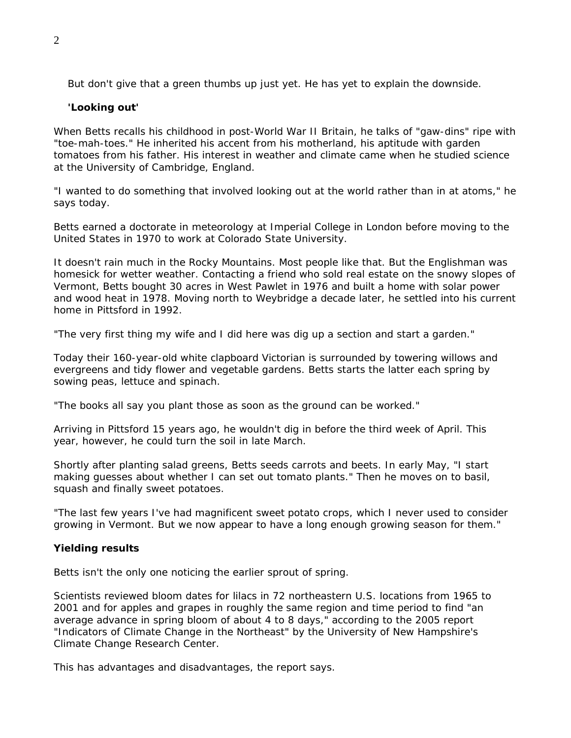But don't give that a green thumbs up just yet. He has yet to explain the downside.

**'Looking out'**

When Betts recalls his childhood in post-World War II Britain, he talks of "gaw-dins" ripe with "toe-mah-toes." He inherited his accent from his motherland, his aptitude with garden tomatoes from his father. His interest in weather and climate came when he studied science at the University of Cambridge, England.

"I wanted to do something that involved looking out at the world rather than in at atoms," he says today.

Betts earned a doctorate in meteorology at Imperial College in London before moving to the United States in 1970 to work at Colorado State University.

It doesn't rain much in the Rocky Mountains. Most people like that. But the Englishman was homesick for wetter weather. Contacting a friend who sold real estate on the snowy slopes of Vermont, Betts bought 30 acres in West Pawlet in 1976 and built a home with solar power and wood heat in 1978. Moving north to Weybridge a decade later, he settled into his current home in Pittsford in 1992.

"The very first thing my wife and I did here was dig up a section and start a garden."

Today their 160-year-old white clapboard Victorian is surrounded by towering willows and evergreens and tidy flower and vegetable gardens. Betts starts the latter each spring by sowing peas, lettuce and spinach.

"The books all say you plant those as soon as the ground can be worked."

Arriving in Pittsford 15 years ago, he wouldn't dig in before the third week of April. This year, however, he could turn the soil in late March.

Shortly after planting salad greens, Betts seeds carrots and beets. In early May, "I start making guesses about whether I can set out tomato plants." Then he moves on to basil, squash and finally sweet potatoes.

"The last few years I've had magnificent sweet potato crops, which I never used to consider growing in Vermont. But we now appear to have a long enough growing season for them."

**Yielding results**

Betts isn't the only one noticing the earlier sprout of spring.

Scientists reviewed bloom dates for lilacs in 72 northeastern U.S. locations from 1965 to 2001 and for apples and grapes in roughly the same region and time period to find "an average advance in spring bloom of about 4 to 8 days," according to the 2005 report "Indicators of Climate Change in the Northeast" by the University of New Hampshire's Climate Change Research Center.

This has advantages and disadvantages, the report says.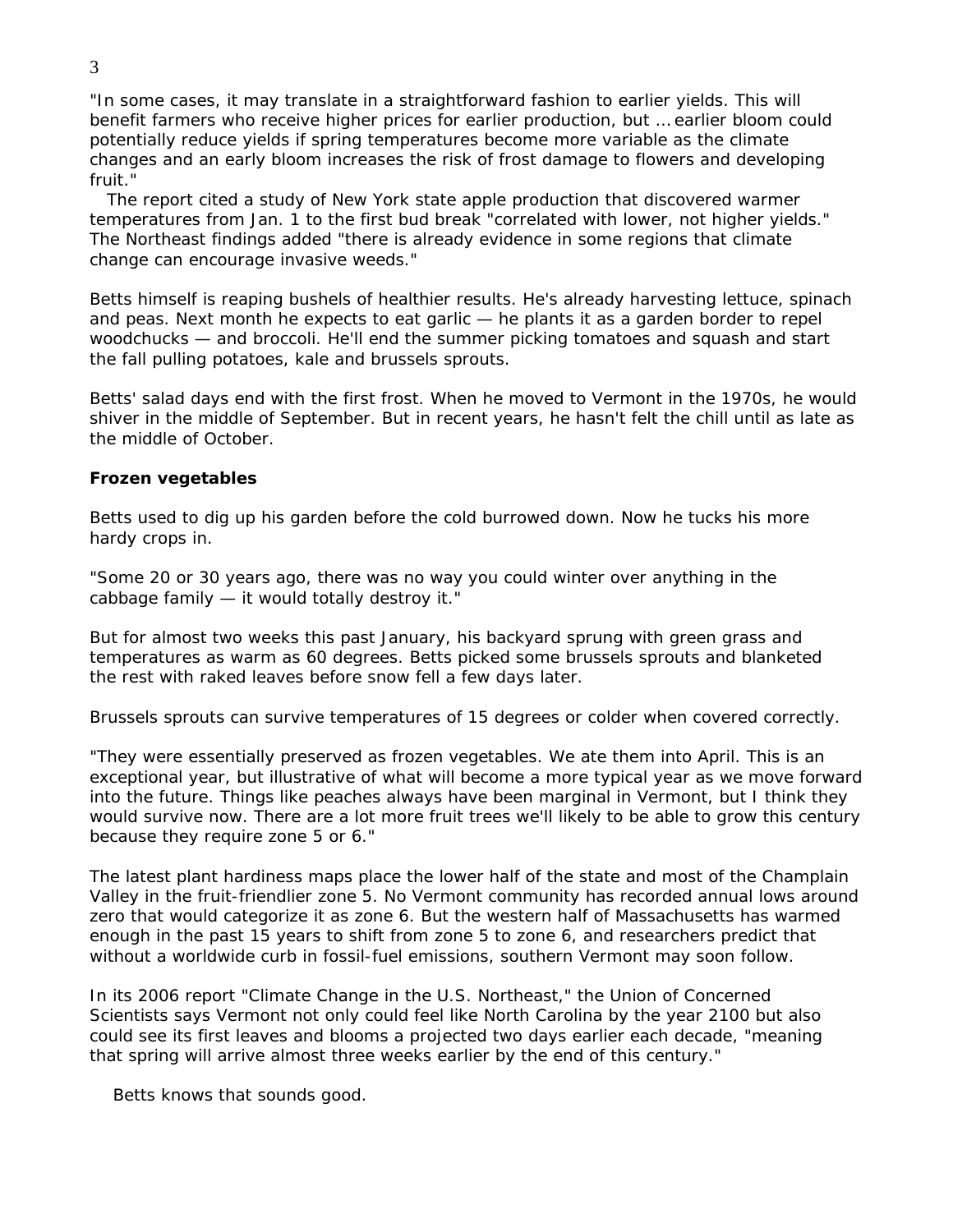"In some cases, it may translate in a straightforward fashion to earlier yields. This will benefit farmers who receive higher prices for earlier production, but … earlier bloom could potentially reduce yields if spring temperatures become more variable as the climate changes and an early bloom increases the risk of frost damage to flowers and developing fruit."

The report cited a study of New York state apple production that discovered warmer temperatures from Jan. 1 to the first bud break "correlated with lower, not higher yields." The Northeast findings added "there is already evidence in some regions that climate change can encourage invasive weeds."

Betts himself is reaping bushels of healthier results. He's already harvesting lettuce, spinach and peas. Next month he expects to eat garlic — he plants it as a garden border to repel woodchucks — and broccoli. He'll end the summer picking tomatoes and squash and start the fall pulling potatoes, kale and brussels sprouts.

Betts' salad days end with the first frost. When he moved to Vermont in the 1970s, he would shiver in the middle of September. But in recent years, he hasn't felt the chill until as late as the middle of October.

**Frozen vegetables**

Betts used to dig up his garden before the cold burrowed down. Now he tucks his more hardy crops in.

"Some 20 or 30 years ago, there was no way you could winter over anything in the cabbage family — it would totally destroy it."

But for almost two weeks this past January, his backyard sprung with green grass and temperatures as warm as 60 degrees. Betts picked some brussels sprouts and blanketed the rest with raked leaves before snow fell a few days later.

Brussels sprouts can survive temperatures of 15 degrees or colder when covered correctly.

"They were essentially preserved as frozen vegetables. We ate them into April. This is an exceptional year, but illustrative of what will become a more typical year as we move forward into the future. Things like peaches always have been marginal in Vermont, but I think they would survive now. There are a lot more fruit trees we'll likely to be able to grow this century because they require zone 5 or 6."

The latest plant hardiness maps place the lower half of the state and most of the Champlain Valley in the fruit-friendlier zone 5. No Vermont community has recorded annual lows around zero that would categorize it as zone 6. But the western half of Massachusetts has warmed enough in the past 15 years to shift from zone 5 to zone 6, and researchers predict that without a worldwide curb in fossil-fuel emissions, southern Vermont may soon follow.

In its 2006 report "Climate Change in the U.S. Northeast," the Union of Concerned Scientists says Vermont not only could feel like North Carolina by the year 2100 but also could see its first leaves and blooms a projected two days earlier each decade, "meaning that spring will arrive almost three weeks earlier by the end of this century."

Betts knows that sounds good.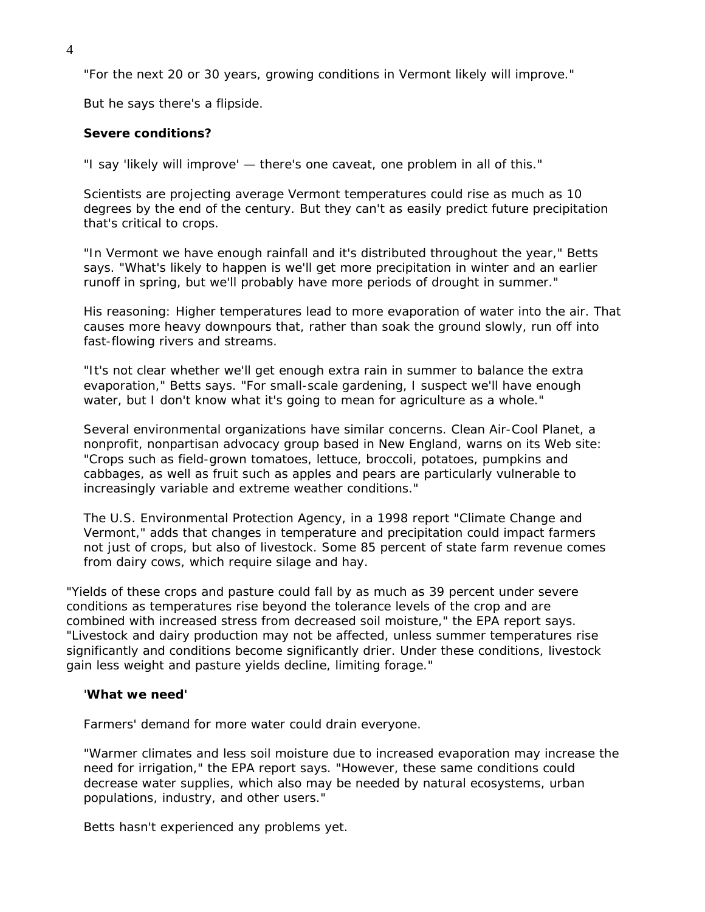"For the next 20 or 30 years, growing conditions in Vermont likely will improve."

But he says there's a flipside.

**Severe conditions?**

"I say 'likely will improve' — there's one caveat, one problem in all of this."

Scientists are projecting average Vermont temperatures could rise as much as 10 degrees by the end of the century. But they can't as easily predict future precipitation that's critical to crops.

"In Vermont we have enough rainfall and it's distributed throughout the year," Betts says. "What's likely to happen is we'll get more precipitation in winter and an earlier runoff in spring, but we'll probably have more periods of drought in summer."

His reasoning: Higher temperatures lead to more evaporation of water into the air. That causes more heavy downpours that, rather than soak the ground slowly, run off into fast-flowing rivers and streams.

"It's not clear whether we'll get enough extra rain in summer to balance the extra evaporation," Betts says. "For small-scale gardening, I suspect we'll have enough water, but I don't know what it's going to mean for agriculture as a whole."

Several environmental organizations have similar concerns. Clean Air-Cool Planet, a nonprofit, nonpartisan advocacy group based in New England, warns on its Web site: "Crops such as field-grown tomatoes, lettuce, broccoli, potatoes, pumpkins and cabbages, as well as fruit such as apples and pears are particularly vulnerable to increasingly variable and extreme weather conditions."

The U.S. Environmental Protection Agency, in a 1998 report "Climate Change and Vermont," adds that changes in temperature and precipitation could impact farmers not just of crops, but also of livestock. Some 85 percent of state farm revenue comes from dairy cows, which require silage and hay.

"Yields of these crops and pasture could fall by as much as 39 percent under severe conditions as temperatures rise beyond the tolerance levels of the crop and are combined with increased stress from decreased soil moisture," the EPA report says. "Livestock and dairy production may not be affected, unless summer temperatures rise significantly and conditions become significantly drier. Under these conditions, livestock gain less weight and pasture yields decline, limiting forage."

**'What we need'**

Farmers' demand for more water could drain everyone.

"Warmer climates and less soil moisture due to increased evaporation may increase the need for irrigation," the EPA report says. "However, these same conditions could decrease water supplies, which also may be needed by natural ecosystems, urban populations, industry, and other users."

Betts hasn't experienced any problems yet.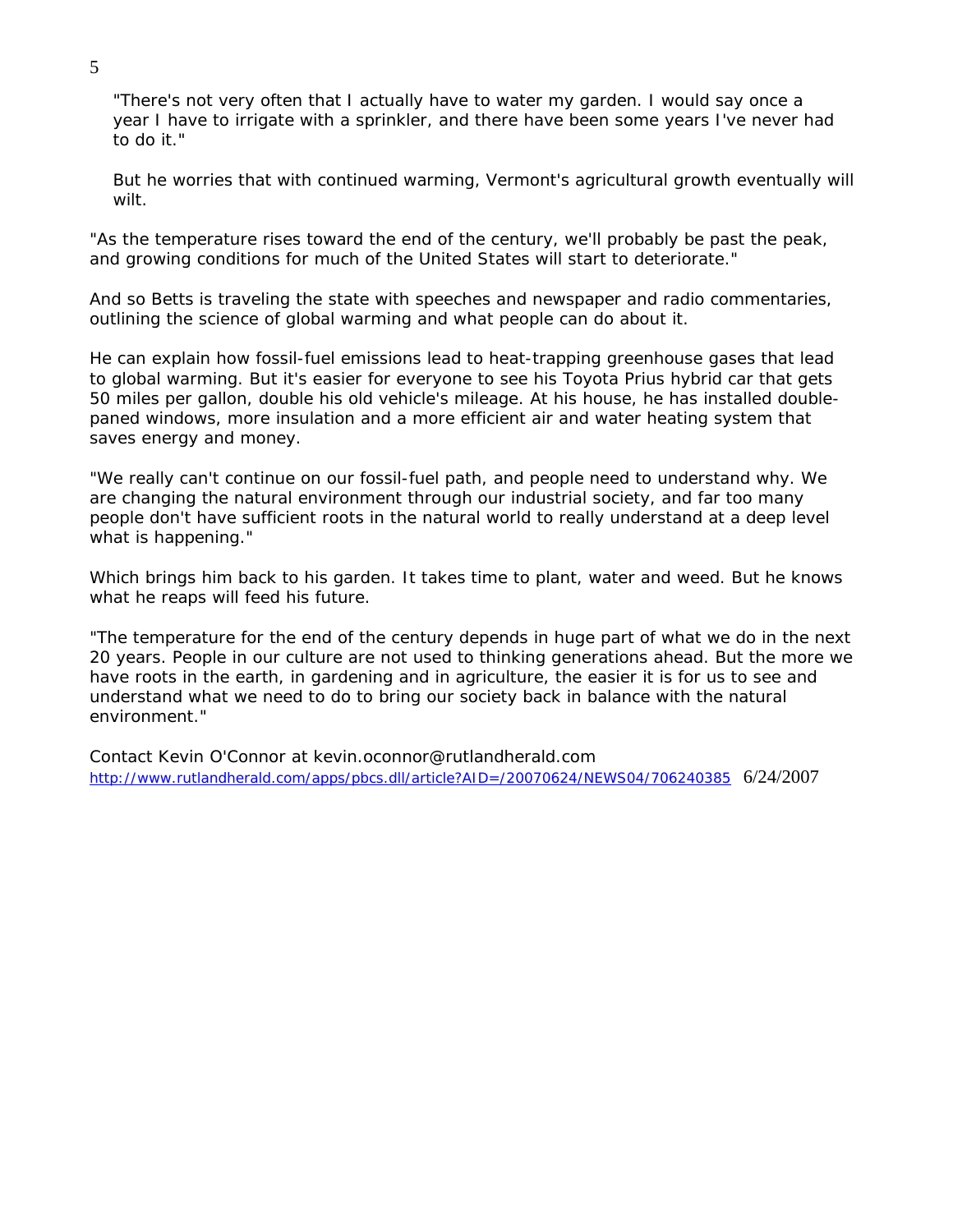"There's not very often that I actually have to water my garden. I would say once a year I have to irrigate with a sprinkler, and there have been some years I've never had to do it."

But he worries that with continued warming, Vermont's agricultural growth eventually will wilt.

"As the temperature rises toward the end of the century, we'll probably be past the peak, and growing conditions for much of the United States will start to deteriorate."

And so Betts is traveling the state with speeches and newspaper and radio commentaries, outlining the science of global warming and what people can do about it.

He can explain how fossil-fuel emissions lead to heat-trapping greenhouse gases that lead to global warming. But it's easier for everyone to see his Toyota Prius hybrid car that gets 50 miles per gallon, double his old vehicle's mileage. At his house, he has installed double-paned windows, more insulation and a more efficient air and water heating system that saves energy and money.

"We really can't continue on our fossil-fuel path, and people need to understand why. We are changing the natural environment through our industrial society, and far too many people don't have sufficient roots in the natural world to really understand at a deep level what is happening."

Which brings him back to his garden. It takes time to plant, water and weed. But he knows what he reaps will feed his future.

"The temperature for the end of the century depends in huge part of what we do in the next 20 years. People in our culture are not used to thinking generations ahead. But the more we have roots in the earth, in gardening and in agriculture, the easier it is for us to see and understand what we need to do to bring our society back in balance with the natural environment."

Contact Kevin O'Connor at kevin.oconnor@rutlandherald.com

http://www.rutlandherald.com/apps/pbcs.dll/article?AID=/20070624/NEWS04/706240385 6/24/2007